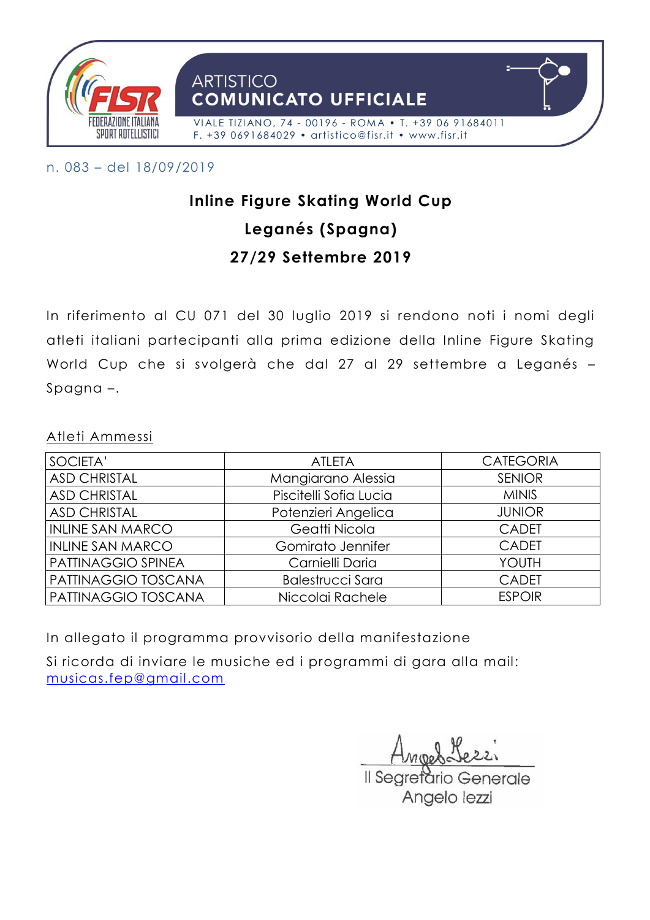FISR
FEDERAZIONE ITALIANA SPORT ROTELLISTICI

ARTISTICO
**COMUNICATO UFFICIALE**

VIALE TIZIANO, 74 - 00196 - ROMA • T. +39 06 91684011
F. +39 0691684029 • artistico@fisr.it • www.fisr.it

n. 083 – del 18/09/2019

**Inline Figure Skating World Cup**

**Leganés (Spagna)**

**27/29 Settembre 2019**

In riferimento al CU 071 del 30 luglio 2019 si rendono noti i nomi degli atleti italiani partecipanti alla prima edizione della Inline Figure Skating World Cup che si svolgerà che dal 27 al 29 settembre a Leganés – Spagna –.

Atleti Ammessi

| SOCIETA' | ATLETA | CATEGORIA |
| --- | --- | --- |
| ASD CHRISTAL | Mangiarano Alessia | SENIOR |
| ASD CHRISTAL | Piscitelli Sofia Lucia | MINIS |
| ASD CHRISTAL | Potenzieri Angelica | JUNIOR |
| INLINE SAN MARCO | Geatti Nicola | CADET |
| INLINE SAN MARCO | Gomirato Jennifer | CADET |
| PATTINAGGIO SPINEA | Carnielli Daria | YOUTH |
| PATTINAGGIO TOSCANA | Balestrucci Sara | CADET |
| PATTINAGGIO TOSCANA | Niccolai Rachele | ESPOIR |

In allegato il programma provvisorio della manifestazione

Si ricorda di inviare le musiche ed i programmi di gara alla mail: musicas.fep@gmail.com

Il Segretario Generale
Angelo Iezzi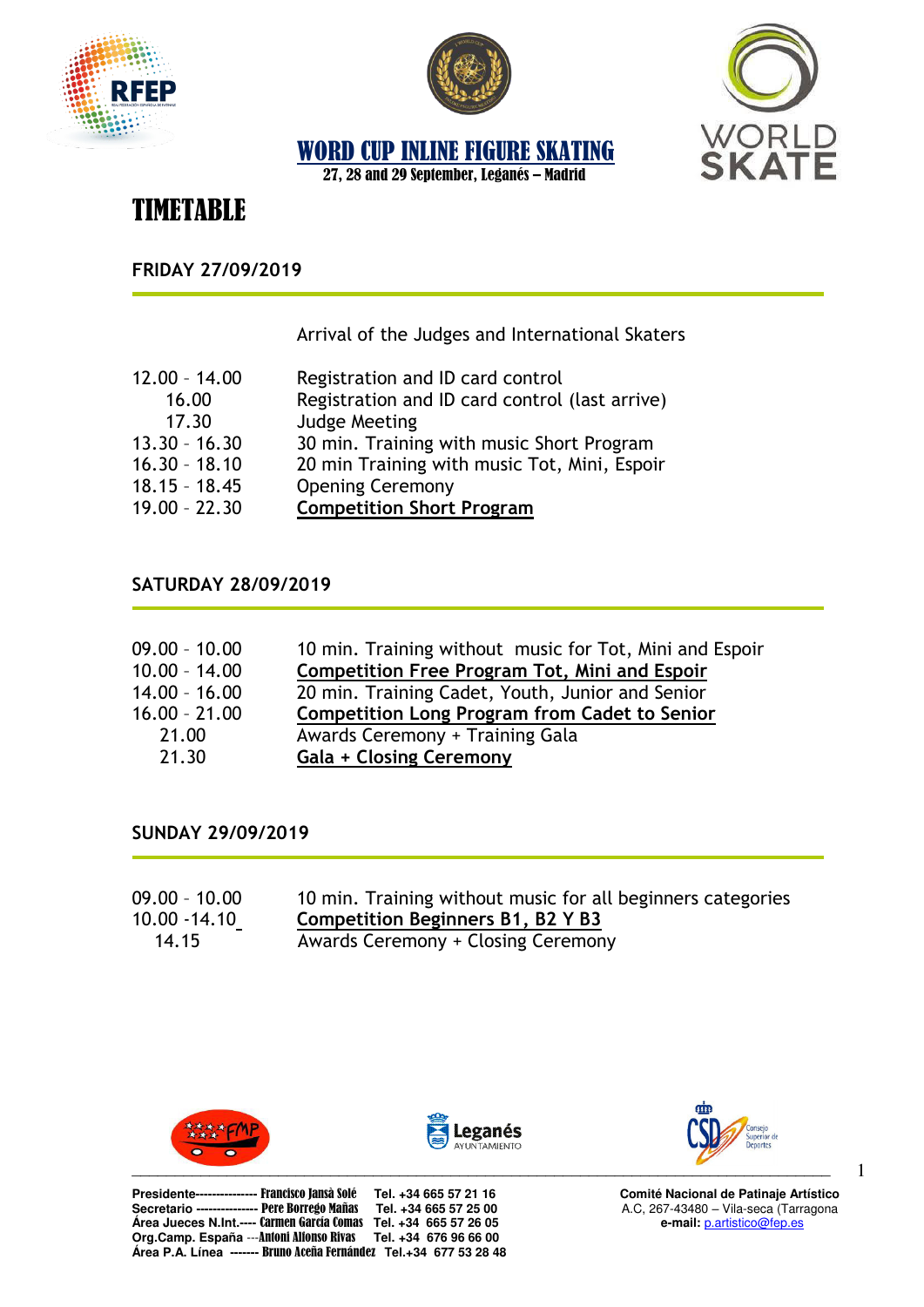# WORD CUP INLINE FIGURE SKATING

27, 28 and 29 September, Leganés – Madrid

## TIMETABLE

### FRIDAY 27/09/2019

| | |
|---|---|
| | Arrival of the Judges and International Skaters |
| 12.00 – 14.00 | Registration and ID card control |
| 16.00 | Registration and ID card control (last arrive) |
| 17.30 | Judge Meeting |
| 13.30 – 16.30 | 30 min. Training with music Short Program |
| 16.30 – 18.10 | 20 min Training with music Tot, Mini, Espoir |
| 18.15 – 18.45 | Opening Ceremony |
| 19.00 – 22.30 | **Competition Short Program** |

### SATURDAY 28/09/2019

| | |
|---|---|
| 09.00 – 10.00 | 10 min. Training without music for Tot, Mini and Espoir |
| 10.00 – 14.00 | **Competition Free Program Tot, Mini and Espoir** |
| 14.00 – 16.00 | 20 min. Training Cadet, Youth, Junior and Senior |
| 16.00 – 21.00 | **Competition Long Program from Cadet to Senior** |
| 21.00 | Awards Ceremony + Training Gala |
| 21.30 | **Gala + Closing Ceremony** |

### SUNDAY 29/09/2019

| | |
|---|---|
| 09.00 – 10.00 | 10 min. Training without music for all beginners categories |
| 10.00 -14.10 | **Competition Beginners B1, B2 Y B3** |
| 14.15 | Awards Ceremony + Closing Ceremony |

**Presidente**--------------- Francisco Jansà Solé **Tel. +34 665 57 21 16**
**Secretario** -------------- Pere Borrego Mañas **Tel. +34 665 57 25 00**
**Área Jueces N.Int.**---- Carmen García Comas **Tel. +34 665 57 26 05**
**Org.Camp. España** ---Antoni Alfonso Rivas **Tel. +34 676 96 66 00**
**Área P.A. Línea** ------- Bruno Aceña Fernández **Tel.+34 677 53 28 48**

**Comité Nacional de Patinaje Artístico**
A.C, 267-43480 – Vila-seca (Tarragona
**e-mail:** p.artistico@fep.es